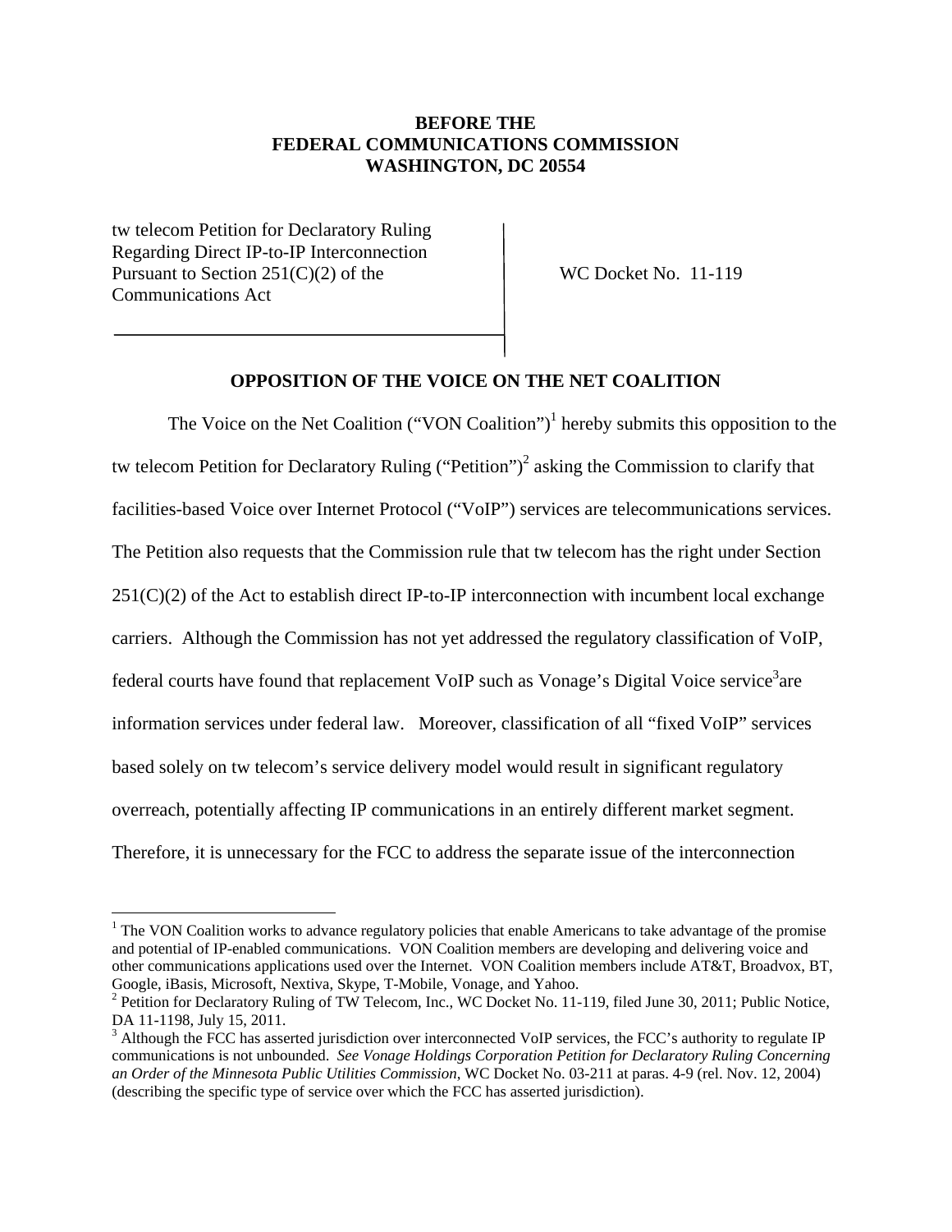**BEFORE THE**
**FEDERAL COMMUNICATIONS COMMISSION**
**WASHINGTON, DC 20554**

| | |
|---|---|
| tw telecom Petition for Declaratory Ruling Regarding Direct IP-to-IP Interconnection Pursuant to Section 251(C)(2) of the Communications Act | WC Docket No. 11-119 |

## OPPOSITION OF THE VOICE ON THE NET COALITION

The Voice on the Net Coalition ("VON Coalition")[1] hereby submits this opposition to the tw telecom Petition for Declaratory Ruling ("Petition")[2] asking the Commission to clarify that facilities-based Voice over Internet Protocol ("VoIP") services are telecommunications services. The Petition also requests that the Commission rule that tw telecom has the right under Section 251(C)(2) of the Act to establish direct IP-to-IP interconnection with incumbent local exchange carriers. Although the Commission has not yet addressed the regulatory classification of VoIP, federal courts have found that replacement VoIP such as Vonage's Digital Voice service[3]are information services under federal law. Moreover, classification of all "fixed VoIP" services based solely on tw telecom's service delivery model would result in significant regulatory overreach, potentially affecting IP communications in an entirely different market segment. Therefore, it is unnecessary for the FCC to address the separate issue of the interconnection

---

[1] The VON Coalition works to advance regulatory policies that enable Americans to take advantage of the promise and potential of IP-enabled communications. VON Coalition members are developing and delivering voice and other communications applications used over the Internet. VON Coalition members include AT&T, Broadvox, BT, Google, iBasis, Microsoft, Nextiva, Skype, T-Mobile, Vonage, and Yahoo.

[2] Petition for Declaratory Ruling of TW Telecom, Inc., WC Docket No. 11-119, filed June 30, 2011; Public Notice, DA 11-1198, July 15, 2011.

[3] Although the FCC has asserted jurisdiction over interconnected VoIP services, the FCC's authority to regulate IP communications is not unbounded. *See Vonage Holdings Corporation Petition for Declaratory Ruling Concerning an Order of the Minnesota Public Utilities Commission*, WC Docket No. 03-211 at paras. 4-9 (rel. Nov. 12, 2004) (describing the specific type of service over which the FCC has asserted jurisdiction).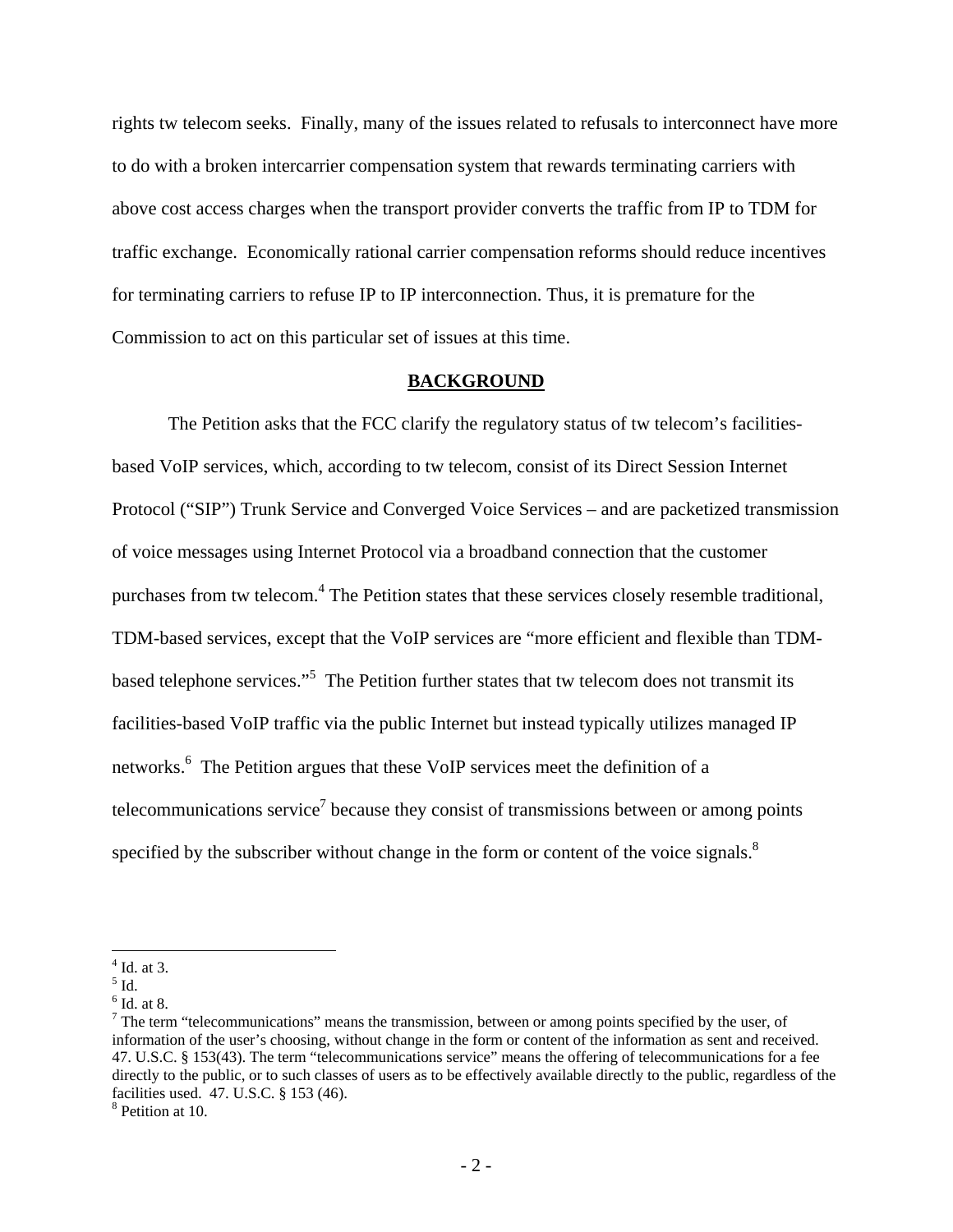rights tw telecom seeks. Finally, many of the issues related to refusals to interconnect have more to do with a broken intercarrier compensation system that rewards terminating carriers with above cost access charges when the transport provider converts the traffic from IP to TDM for traffic exchange. Economically rational carrier compensation reforms should reduce incentives for terminating carriers to refuse IP to IP interconnection. Thus, it is premature for the Commission to act on this particular set of issues at this time.

## BACKGROUND

The Petition asks that the FCC clarify the regulatory status of tw telecom's facilities-based VoIP services, which, according to tw telecom, consist of its Direct Session Internet Protocol ("SIP") Trunk Service and Converged Voice Services – and are packetized transmission of voice messages using Internet Protocol via a broadband connection that the customer purchases from tw telecom.[4] The Petition states that these services closely resemble traditional, TDM-based services, except that the VoIP services are "more efficient and flexible than TDM-based telephone services."[5] The Petition further states that tw telecom does not transmit its facilities-based VoIP traffic via the public Internet but instead typically utilizes managed IP networks.[6] The Petition argues that these VoIP services meet the definition of a telecommunications service[7] because they consist of transmissions between or among points specified by the subscriber without change in the form or content of the voice signals.[8]

---

[4] Id. at 3.
[5] Id.
[6] Id. at 8.
[7] The term "telecommunications" means the transmission, between or among points specified by the user, of information of the user's choosing, without change in the form or content of the information as sent and received. 47. U.S.C. § 153(43). The term "telecommunications service" means the offering of telecommunications for a fee directly to the public, or to such classes of users as to be effectively available directly to the public, regardless of the facilities used. 47. U.S.C. § 153 (46).
[8] Petition at 10.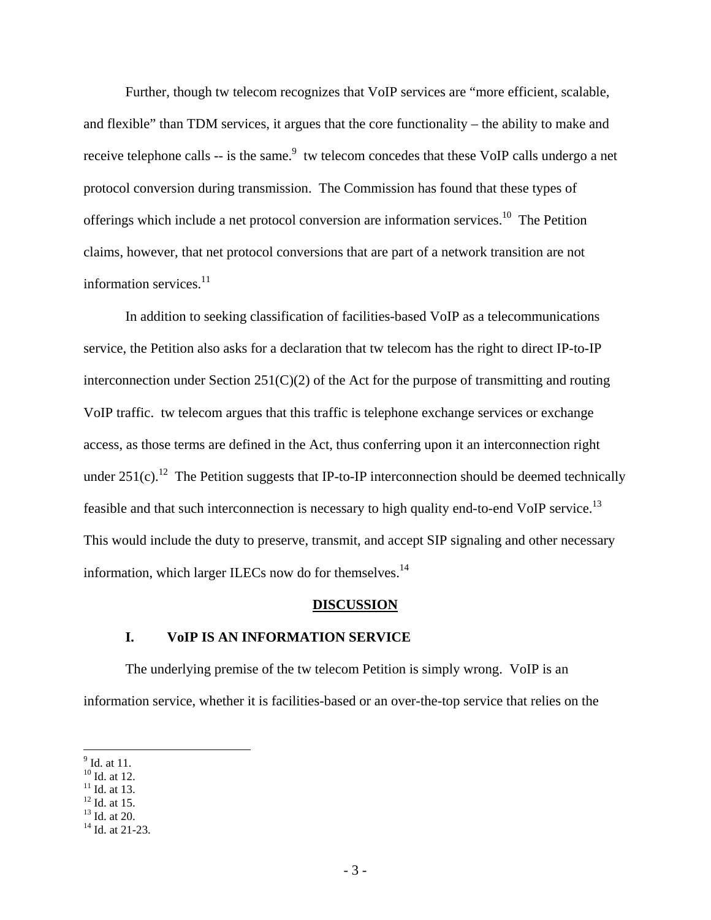Further, though tw telecom recognizes that VoIP services are "more efficient, scalable, and flexible" than TDM services, it argues that the core functionality – the ability to make and receive telephone calls -- is the same.[9] tw telecom concedes that these VoIP calls undergo a net protocol conversion during transmission. The Commission has found that these types of offerings which include a net protocol conversion are information services.[10] The Petition claims, however, that net protocol conversions that are part of a network transition are not information services.[11]

In addition to seeking classification of facilities-based VoIP as a telecommunications service, the Petition also asks for a declaration that tw telecom has the right to direct IP-to-IP interconnection under Section 251(C)(2) of the Act for the purpose of transmitting and routing VoIP traffic. tw telecom argues that this traffic is telephone exchange services or exchange access, as those terms are defined in the Act, thus conferring upon it an interconnection right under 251(c).[12] The Petition suggests that IP-to-IP interconnection should be deemed technically feasible and that such interconnection is necessary to high quality end-to-end VoIP service.[13] This would include the duty to preserve, transmit, and accept SIP signaling and other necessary information, which larger ILECs now do for themselves.[14]

## DISCUSSION

### I. VoIP IS AN INFORMATION SERVICE

The underlying premise of the tw telecom Petition is simply wrong. VoIP is an information service, whether it is facilities-based or an over-the-top service that relies on the

---

[9] Id. at 11.
[10] Id. at 12.
[11] Id. at 13.
[12] Id. at 15.
[13] Id. at 20.
[14] Id. at 21-23.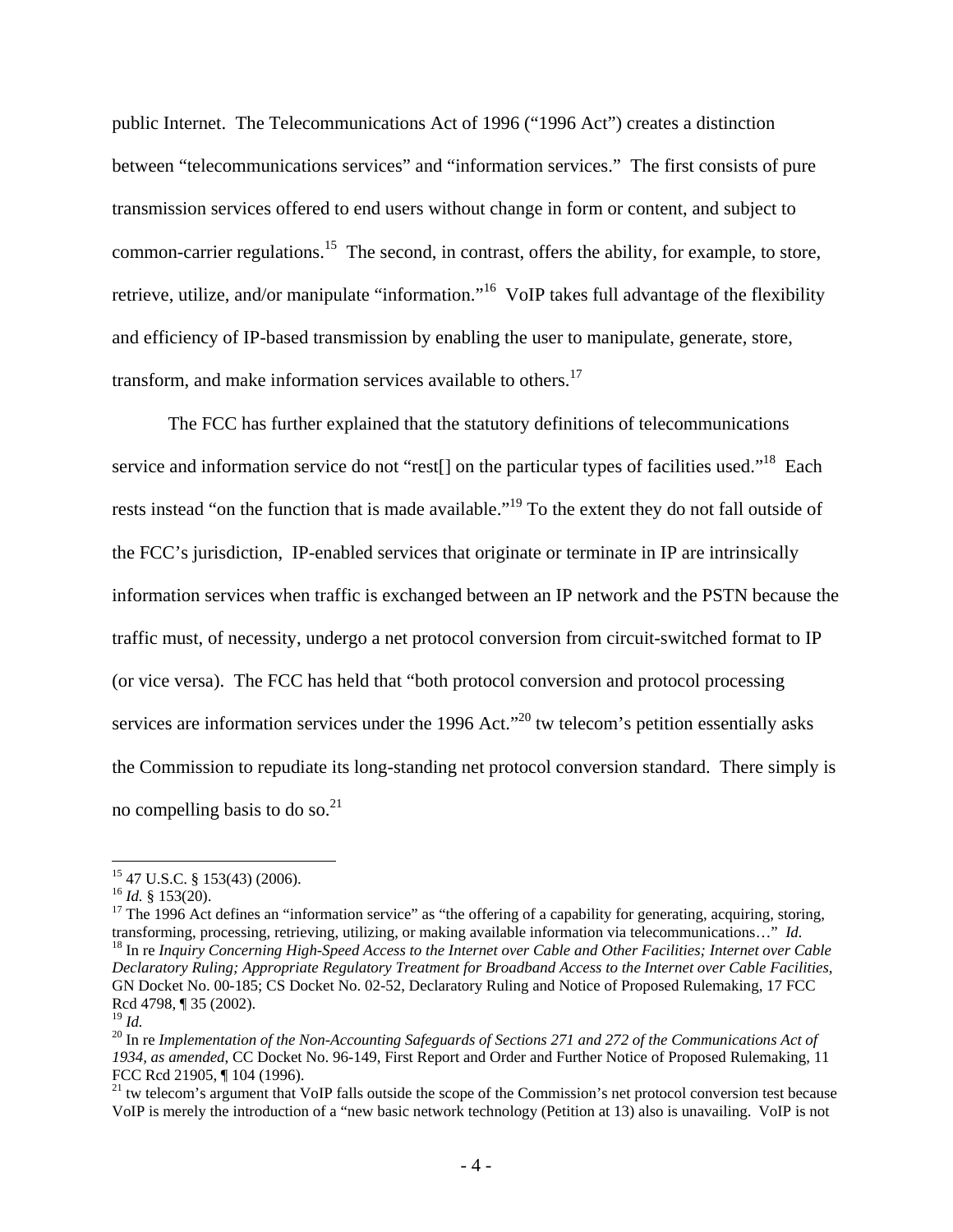public Internet. The Telecommunications Act of 1996 ("1996 Act") creates a distinction between "telecommunications services" and "information services." The first consists of pure transmission services offered to end users without change in form or content, and subject to common-carrier regulations.[15] The second, in contrast, offers the ability, for example, to store, retrieve, utilize, and/or manipulate "information."[16] VoIP takes full advantage of the flexibility and efficiency of IP-based transmission by enabling the user to manipulate, generate, store, transform, and make information services available to others.[17]

The FCC has further explained that the statutory definitions of telecommunications service and information service do not "rest[] on the particular types of facilities used."[18] Each rests instead "on the function that is made available."[19] To the extent they do not fall outside of the FCC's jurisdiction, IP-enabled services that originate or terminate in IP are intrinsically information services when traffic is exchanged between an IP network and the PSTN because the traffic must, of necessity, undergo a net protocol conversion from circuit-switched format to IP (or vice versa). The FCC has held that "both protocol conversion and protocol processing services are information services under the 1996 Act."[20] tw telecom's petition essentially asks the Commission to repudiate its long-standing net protocol conversion standard. There simply is no compelling basis to do so.[21]

---

[15] 47 U.S.C. § 153(43) (2006).

[16] *Id.* § 153(20).

[17] The 1996 Act defines an "information service" as "the offering of a capability for generating, acquiring, storing, transforming, processing, retrieving, utilizing, or making available information via telecommunications…" *Id.*

[18] In re *Inquiry Concerning High-Speed Access to the Internet over Cable and Other Facilities; Internet over Cable Declaratory Ruling; Appropriate Regulatory Treatment for Broadband Access to the Internet over Cable Facilities*, GN Docket No. 00-185; CS Docket No. 02-52, Declaratory Ruling and Notice of Proposed Rulemaking, 17 FCC Rcd 4798, ¶ 35 (2002).

[19] *Id.*

[20] In re *Implementation of the Non-Accounting Safeguards of Sections 271 and 272 of the Communications Act of 1934, as amended*, CC Docket No. 96-149, First Report and Order and Further Notice of Proposed Rulemaking, 11 FCC Rcd 21905, ¶ 104 (1996).

[21] tw telecom's argument that VoIP falls outside the scope of the Commission's net protocol conversion test because VoIP is merely the introduction of a "new basic network technology (Petition at 13) also is unavailing. VoIP is not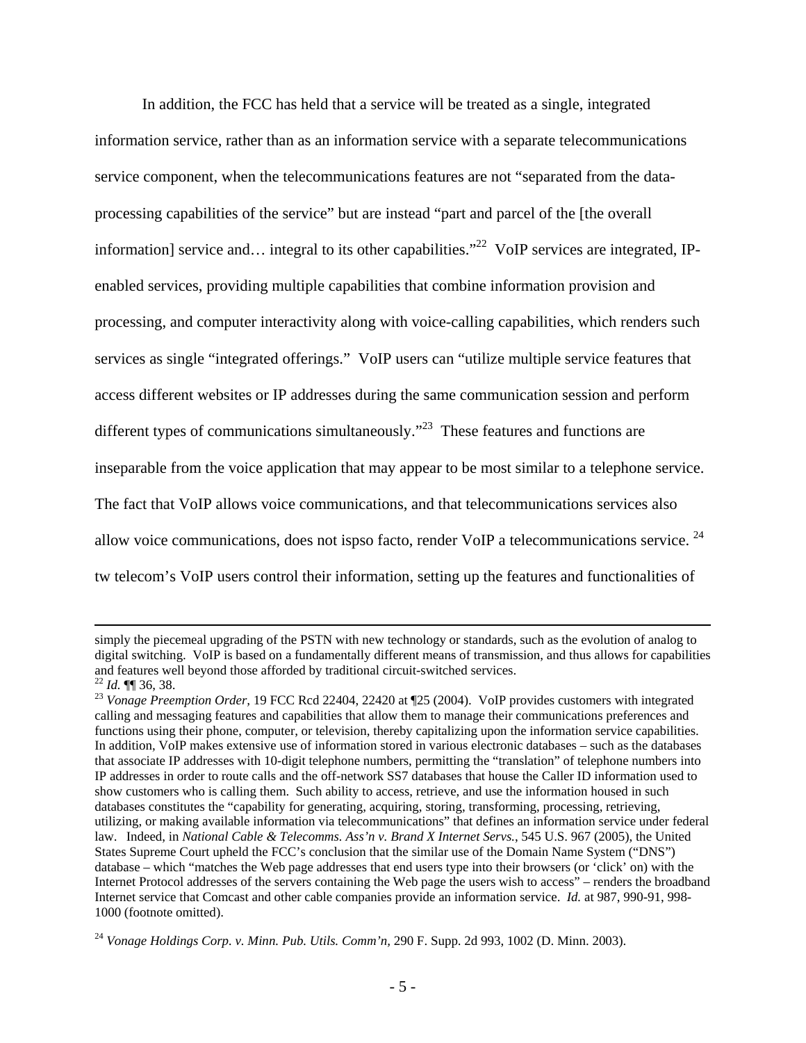In addition, the FCC has held that a service will be treated as a single, integrated information service, rather than as an information service with a separate telecommunications service component, when the telecommunications features are not "separated from the data-processing capabilities of the service" but are instead "part and parcel of the [the overall information] service and… integral to its other capabilities."[22] VoIP services are integrated, IP-enabled services, providing multiple capabilities that combine information provision and processing, and computer interactivity along with voice-calling capabilities, which renders such services as single "integrated offerings." VoIP users can "utilize multiple service features that access different websites or IP addresses during the same communication session and perform different types of communications simultaneously."[23] These features and functions are inseparable from the voice application that may appear to be most similar to a telephone service. The fact that VoIP allows voice communications, and that telecommunications services also allow voice communications, does not ispso facto, render VoIP a telecommunications service.[24] tw telecom's VoIP users control their information, setting up the features and functionalities of

---

simply the piecemeal upgrading of the PSTN with new technology or standards, such as the evolution of analog to digital switching. VoIP is based on a fundamentally different means of transmission, and thus allows for capabilities and features well beyond those afforded by traditional circuit-switched services.

[22] *Id.* ¶¶ 36, 38.

[23] *Vonage Preemption Order*, 19 FCC Rcd 22404, 22420 at ¶25 (2004). VoIP provides customers with integrated calling and messaging features and capabilities that allow them to manage their communications preferences and functions using their phone, computer, or television, thereby capitalizing upon the information service capabilities. In addition, VoIP makes extensive use of information stored in various electronic databases – such as the databases that associate IP addresses with 10-digit telephone numbers, permitting the "translation" of telephone numbers into IP addresses in order to route calls and the off-network SS7 databases that house the Caller ID information used to show customers who is calling them. Such ability to access, retrieve, and use the information housed in such databases constitutes the "capability for generating, acquiring, storing, transforming, processing, retrieving, utilizing, or making available information via telecommunications" that defines an information service under federal law. Indeed, in *National Cable & Telecomms. Ass'n v. Brand X Internet Servs.*, 545 U.S. 967 (2005), the United States Supreme Court upheld the FCC's conclusion that the similar use of the Domain Name System ("DNS") database – which "matches the Web page addresses that end users type into their browsers (or 'click' on) with the Internet Protocol addresses of the servers containing the Web page the users wish to access" – renders the broadband Internet service that Comcast and other cable companies provide an information service. *Id.* at 987, 990-91, 998-1000 (footnote omitted).

[24] *Vonage Holdings Corp. v. Minn. Pub. Utils. Comm'n*, 290 F. Supp. 2d 993, 1002 (D. Minn. 2003).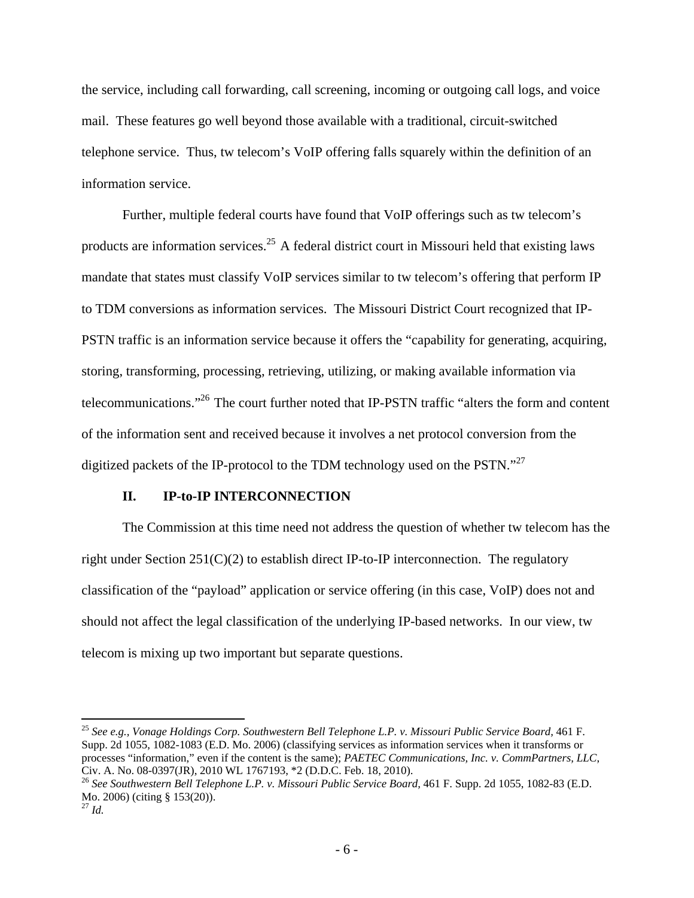the service, including call forwarding, call screening, incoming or outgoing call logs, and voice mail. These features go well beyond those available with a traditional, circuit-switched telephone service. Thus, tw telecom's VoIP offering falls squarely within the definition of an information service.

Further, multiple federal courts have found that VoIP offerings such as tw telecom's products are information services.[25] A federal district court in Missouri held that existing laws mandate that states must classify VoIP services similar to tw telecom's offering that perform IP to TDM conversions as information services. The Missouri District Court recognized that IP-PSTN traffic is an information service because it offers the "capability for generating, acquiring, storing, transforming, processing, retrieving, utilizing, or making available information via telecommunications."[26] The court further noted that IP-PSTN traffic "alters the form and content of the information sent and received because it involves a net protocol conversion from the digitized packets of the IP-protocol to the TDM technology used on the PSTN."[27]

## II. IP-to-IP INTERCONNECTION

The Commission at this time need not address the question of whether tw telecom has the right under Section 251(C)(2) to establish direct IP-to-IP interconnection. The regulatory classification of the "payload" application or service offering (in this case, VoIP) does not and should not affect the legal classification of the underlying IP-based networks. In our view, tw telecom is mixing up two important but separate questions.

---

[25] *See e.g., Vonage Holdings Corp. Southwestern Bell Telephone L.P. v. Missouri Public Service Board*, 461 F. Supp. 2d 1055, 1082-1083 (E.D. Mo. 2006) (classifying services as information services when it transforms or processes "information," even if the content is the same); *PAETEC Communications, Inc. v. CommPartners, LLC*, Civ. A. No. 08-0397(JR), 2010 WL 1767193, *2 (D.D.C. Feb. 18, 2010).

[26] *See Southwestern Bell Telephone L.P. v. Missouri Public Service Board*, 461 F. Supp. 2d 1055, 1082-83 (E.D. Mo. 2006) (citing § 153(20)).

[27] *Id.*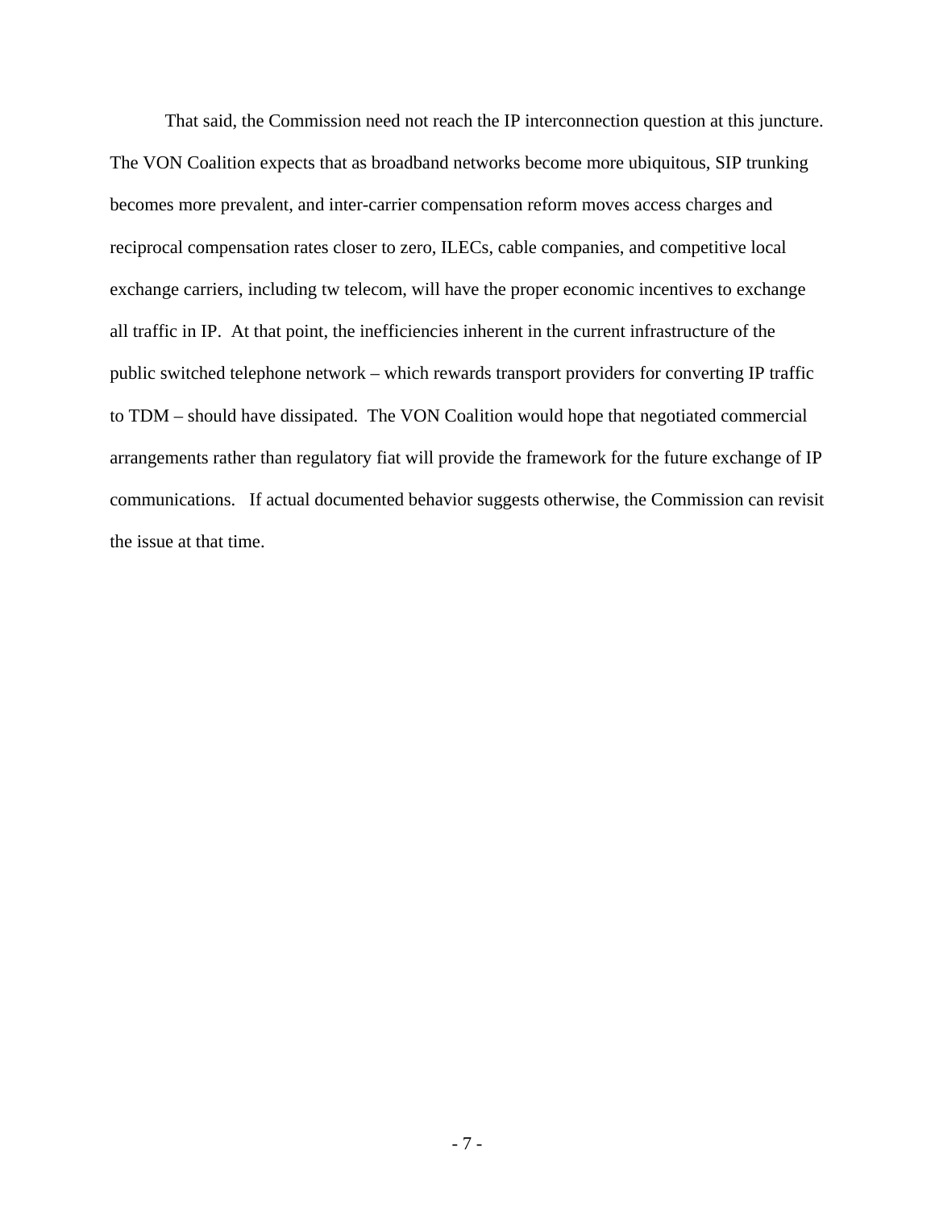That said, the Commission need not reach the IP interconnection question at this juncture. The VON Coalition expects that as broadband networks become more ubiquitous, SIP trunking becomes more prevalent, and inter-carrier compensation reform moves access charges and reciprocal compensation rates closer to zero, ILECs, cable companies, and competitive local exchange carriers, including tw telecom, will have the proper economic incentives to exchange all traffic in IP. At that point, the inefficiencies inherent in the current infrastructure of the public switched telephone network – which rewards transport providers for converting IP traffic to TDM – should have dissipated. The VON Coalition would hope that negotiated commercial arrangements rather than regulatory fiat will provide the framework for the future exchange of IP communications. If actual documented behavior suggests otherwise, the Commission can revisit the issue at that time.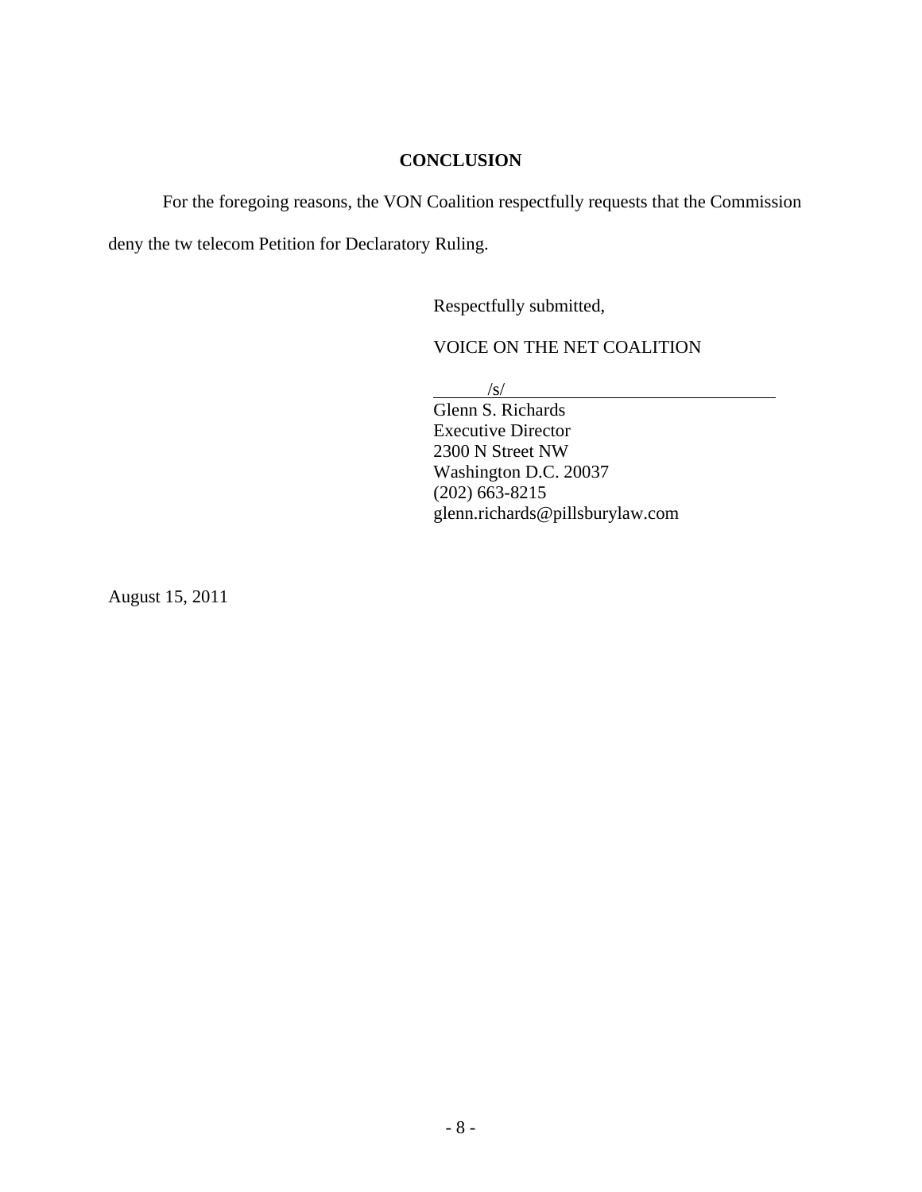## CONCLUSION

For the foregoing reasons, the VON Coalition respectfully requests that the Commission deny the tw telecom Petition for Declaratory Ruling.

Respectfully submitted,

VOICE ON THE NET COALITION

/s/
Glenn S. Richards
Executive Director
2300 N Street NW
Washington D.C. 20037
(202) 663-8215
glenn.richards@pillsburylaw.com

August 15, 2011